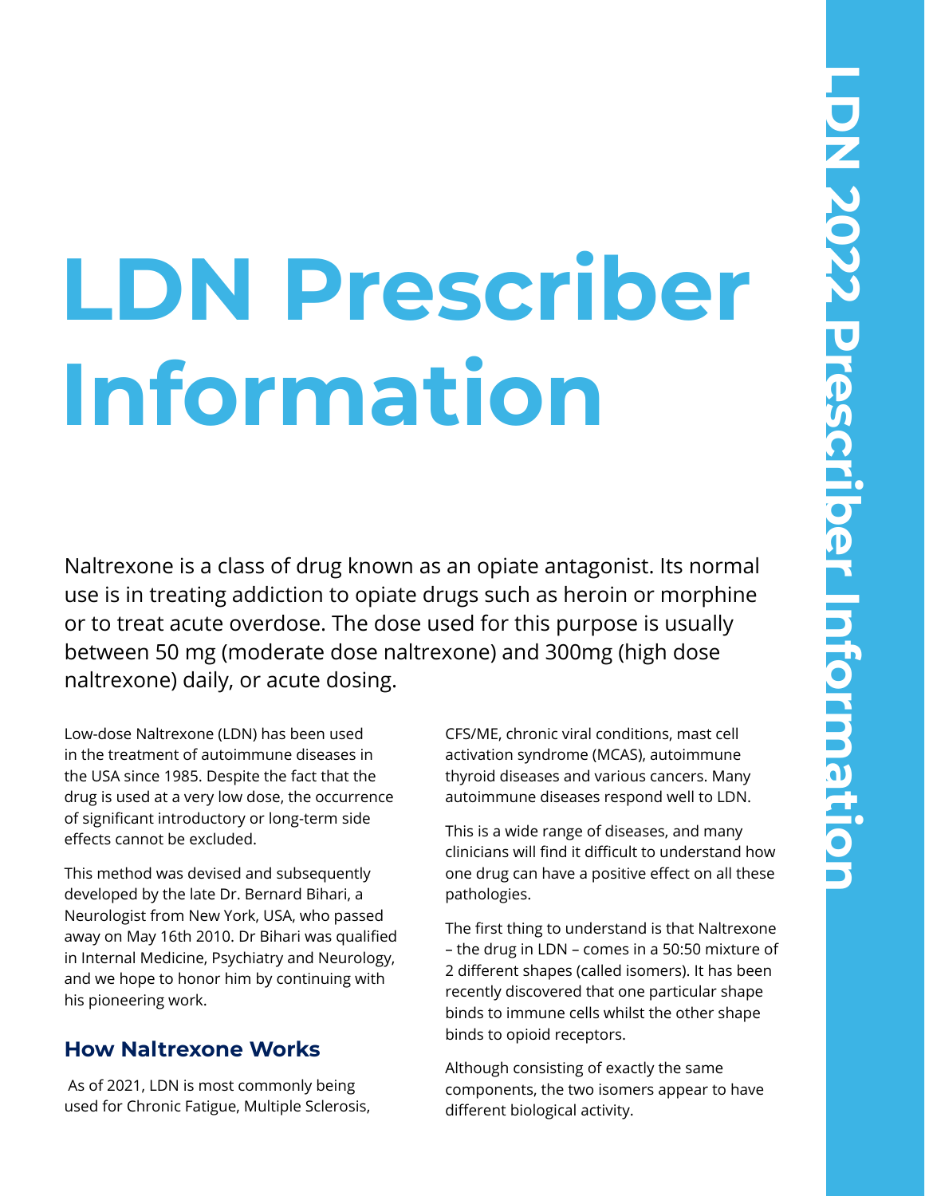# LDN Prescriber Information

Naltrexone is a class of drug known as an opiate antagonist. Its normal use is in treating addiction to opiate drugs such as heroin or morphine or to treat acute overdose. The dose used for this purpose is usually between 50 mg (moderate dose naltrexone) and 300mg (high dose naltrexone) daily, or acute dosing.

Low-dose Naltrexone (LDN) has been used in the treatment of autoimmune diseases in the USA since 1985. Despite the fact that the drug is used at a very low dose, the occurrence of significant introductory or long-term side effects cannot be excluded.

This method was devised and subsequently developed by the late Dr. Bernard Bihari, a Neurologist from New York, USA, who passed away on May 16th 2010. Dr Bihari was qualified in Internal Medicine, Psychiatry and Neurology, and we hope to honor him by continuing with his pioneering work.

## How Naltrexone Works

As of 2021, LDN is most commonly being used for Chronic Fatigue, Multiple Sclerosis, CFS/ME, chronic viral conditions, mast cell activation syndrome (MCAS), autoimmune thyroid diseases and various cancers. Many autoimmune diseases respond well to LDN.

This is a wide range of diseases, and many clinicians will find it difficult to understand how one drug can have a positive effect on all these pathologies.

The first thing to understand is that Naltrexone – the drug in LDN – comes in a 50:50 mixture of 2 different shapes (called isomers). It has been recently discovered that one particular shape binds to immune cells whilst the other shape binds to opioid receptors.

Although consisting of exactly the same components, the two isomers appear to have different biological activity.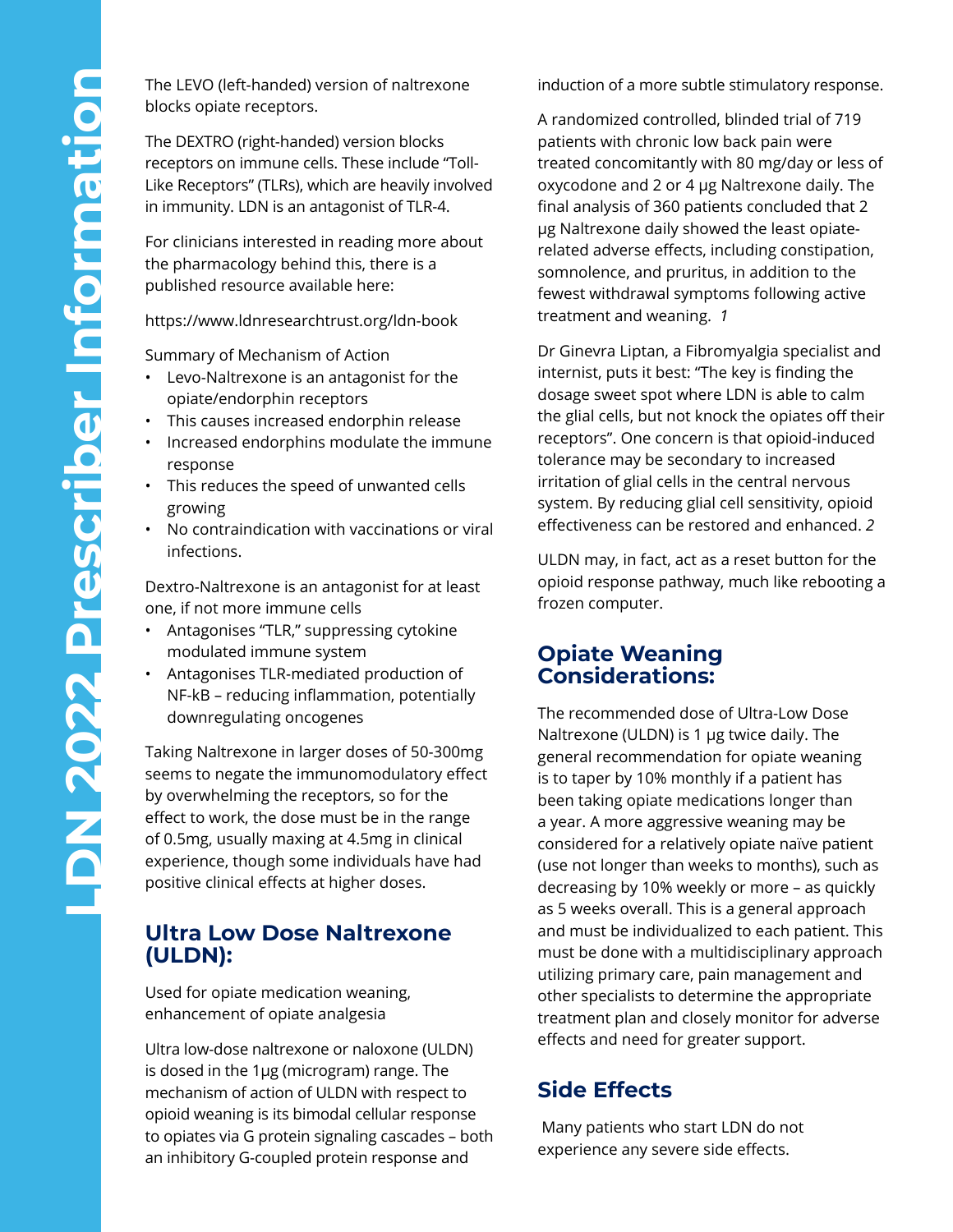The LEVO (left-handed) version of naltrexone blocks opiate receptors.

The DEXTRO (right-handed) version blocks receptors on immune cells. These include “Toll-Like Receptors” (TLRs), which are heavily involved in immunity. LDN is an antagonist of TLR-4.

For clinicians interested in reading more about the pharmacology behind this, there is a published resource available here:

https://www.ldnresearchtrust.org/ldn-book

Summary of Mechanism of Action

- Levo-Naltrexone is an antagonist for the opiate/endorphin receptors
- This causes increased endorphin release
- Increased endorphins modulate the immune response
- This reduces the speed of unwanted cells growing
- No contraindication with vaccinations or viral infections.

Dextro-Naltrexone is an antagonist for at least one, if not more immune cells

- Antagonises “TLR,” suppressing cytokine modulated immune system
- Antagonises TLR-mediated production of NF-kB – reducing inflammation, potentially downregulating oncogenes

Taking Naltrexone in larger doses of 50-300mg seems to negate the immunomodulatory effect by overwhelming the receptors, so for the effect to work, the dose must be in the range of 0.5mg, usually maxing at 4.5mg in clinical experience, though some individuals have had positive clinical effects at higher doses.

## Ultra Low Dose Naltrexone (ULDN):

Used for opiate medication weaning, enhancement of opiate analgesia

Ultra low-dose naltrexone or naloxone (ULDN) is dosed in the 1µg (microgram) range. The mechanism of action of ULDN with respect to opioid weaning is its bimodal cellular response to opiates via G protein signaling cascades – both an inhibitory G-coupled protein response and induction of a more subtle stimulatory response.

A randomized controlled, blinded trial of 719 patients with chronic low back pain were treated concomitantly with 80 mg/day or less of oxycodone and 2 or 4 µg Naltrexone daily. The final analysis of 360 patients concluded that 2 µg Naltrexone daily showed the least opiate-related adverse effects, including constipation, somnolence, and pruritus, in addition to the fewest withdrawal symptoms following active treatment and weaning. *1*

Dr Ginevra Liptan, a Fibromyalgia specialist and internist, puts it best: “The key is finding the dosage sweet spot where LDN is able to calm the glial cells, but not knock the opiates off their receptors”. One concern is that opioid-induced tolerance may be secondary to increased irritation of glial cells in the central nervous system. By reducing glial cell sensitivity, opioid effectiveness can be restored and enhanced. *2*

ULDN may, in fact, act as a reset button for the opioid response pathway, much like rebooting a frozen computer.

## Opiate Weaning Considerations:

The recommended dose of Ultra-Low Dose Naltrexone (ULDN) is 1 µg twice daily. The general recommendation for opiate weaning is to taper by 10% monthly if a patient has been taking opiate medications longer than a year. A more aggressive weaning may be considered for a relatively opiate naïve patient (use not longer than weeks to months), such as decreasing by 10% weekly or more – as quickly as 5 weeks overall. This is a general approach and must be individualized to each patient. This must be done with a multidisciplinary approach utilizing primary care, pain management and other specialists to determine the appropriate treatment plan and closely monitor for adverse effects and need for greater support.

## Side Effects

Many patients who start LDN do not experience any severe side effects.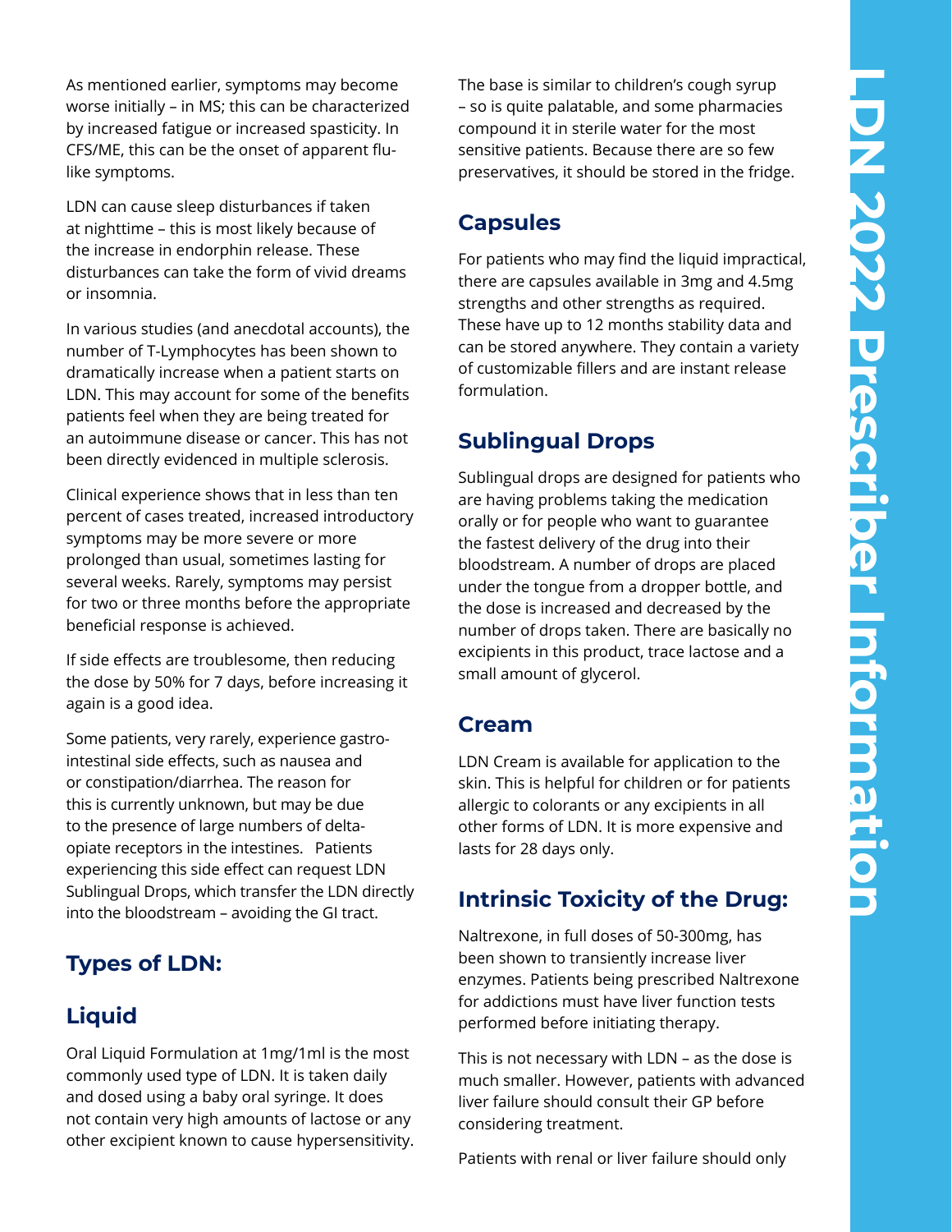As mentioned earlier, symptoms may become worse initially – in MS; this can be characterized by increased fatigue or increased spasticity. In CFS/ME, this can be the onset of apparent flu-like symptoms.

LDN can cause sleep disturbances if taken at nighttime – this is most likely because of the increase in endorphin release. These disturbances can take the form of vivid dreams or insomnia.

In various studies (and anecdotal accounts), the number of T-Lymphocytes has been shown to dramatically increase when a patient starts on LDN. This may account for some of the benefits patients feel when they are being treated for an autoimmune disease or cancer. This has not been directly evidenced in multiple sclerosis.

Clinical experience shows that in less than ten percent of cases treated, increased introductory symptoms may be more severe or more prolonged than usual, sometimes lasting for several weeks. Rarely, symptoms may persist for two or three months before the appropriate beneficial response is achieved.

If side effects are troublesome, then reducing the dose by 50% for 7 days, before increasing it again is a good idea.

Some patients, very rarely, experience gastro-intestinal side effects, such as nausea and or constipation/diarrhea. The reason for this is currently unknown, but may be due to the presence of large numbers of delta-opiate receptors in the intestines. Patients experiencing this side effect can request LDN Sublingual Drops, which transfer the LDN directly into the bloodstream – avoiding the GI tract.

## Types of LDN:

## Liquid

Oral Liquid Formulation at 1mg/1ml is the most commonly used type of LDN. It is taken daily and dosed using a baby oral syringe. It does not contain very high amounts of lactose or any other excipient known to cause hypersensitivity. The base is similar to children's cough syrup – so is quite palatable, and some pharmacies compound it in sterile water for the most sensitive patients. Because there are so few preservatives, it should be stored in the fridge.

## Capsules

For patients who may find the liquid impractical, there are capsules available in 3mg and 4.5mg strengths and other strengths as required. These have up to 12 months stability data and can be stored anywhere. They contain a variety of customizable fillers and are instant release formulation.

## Sublingual Drops

Sublingual drops are designed for patients who are having problems taking the medication orally or for people who want to guarantee the fastest delivery of the drug into their bloodstream. A number of drops are placed under the tongue from a dropper bottle, and the dose is increased and decreased by the number of drops taken. There are basically no excipients in this product, trace lactose and a small amount of glycerol.

## Cream

LDN Cream is available for application to the skin. This is helpful for children or for patients allergic to colorants or any excipients in all other forms of LDN. It is more expensive and lasts for 28 days only.

## Intrinsic Toxicity of the Drug:

Naltrexone, in full doses of 50-300mg, has been shown to transiently increase liver enzymes. Patients being prescribed Naltrexone for addictions must have liver function tests performed before initiating therapy.

This is not necessary with LDN – as the dose is much smaller. However, patients with advanced liver failure should consult their GP before considering treatment.

Patients with renal or liver failure should only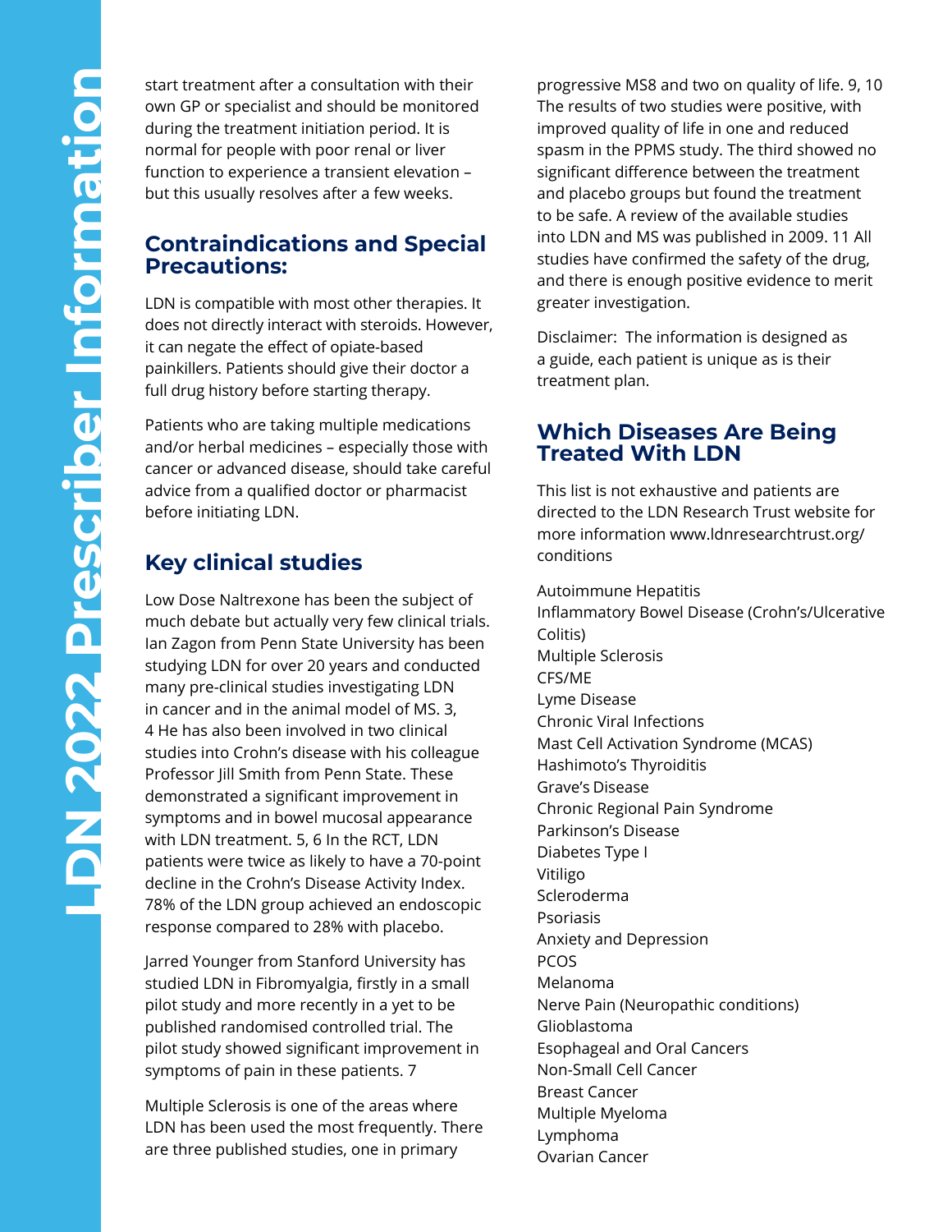start treatment after a consultation with their own GP or specialist and should be monitored during the treatment initiation period. It is normal for people with poor renal or liver function to experience a transient elevation – but this usually resolves after a few weeks.

## Contraindications and Special Precautions:

LDN is compatible with most other therapies. It does not directly interact with steroids. However, it can negate the effect of opiate-based painkillers. Patients should give their doctor a full drug history before starting therapy.

Patients who are taking multiple medications and/or herbal medicines – especially those with cancer or advanced disease, should take careful advice from a qualified doctor or pharmacist before initiating LDN.

## Key clinical studies

Low Dose Naltrexone has been the subject of much debate but actually very few clinical trials. Ian Zagon from Penn State University has been studying LDN for over 20 years and conducted many pre-clinical studies investigating LDN in cancer and in the animal model of MS. 3, 4 He has also been involved in two clinical studies into Crohn's disease with his colleague Professor Jill Smith from Penn State. These demonstrated a significant improvement in symptoms and in bowel mucosal appearance with LDN treatment. 5, 6 In the RCT, LDN patients were twice as likely to have a 70-point decline in the Crohn's Disease Activity Index. 78% of the LDN group achieved an endoscopic response compared to 28% with placebo.

Jarred Younger from Stanford University has studied LDN in Fibromyalgia, firstly in a small pilot study and more recently in a yet to be published randomised controlled trial. The pilot study showed significant improvement in symptoms of pain in these patients. 7

Multiple Sclerosis is one of the areas where LDN has been used the most frequently. There are three published studies, one in primary progressive MS8 and two on quality of life. 9, 10 The results of two studies were positive, with improved quality of life in one and reduced spasm in the PPMS study. The third showed no significant difference between the treatment and placebo groups but found the treatment to be safe. A review of the available studies into LDN and MS was published in 2009. 11 All studies have confirmed the safety of the drug, and there is enough positive evidence to merit greater investigation.

Disclaimer: The information is designed as a guide, each patient is unique as is their treatment plan.

## Which Diseases Are Being Treated With LDN

This list is not exhaustive and patients are directed to the LDN Research Trust website for more information www.ldnresearchtrust.org/conditions

Autoimmune Hepatitis
Inflammatory Bowel Disease (Crohn's/Ulcerative Colitis)
Multiple Sclerosis
CFS/ME
Lyme Disease
Chronic Viral Infections
Mast Cell Activation Syndrome (MCAS)
Hashimoto's Thyroiditis
Grave's Disease
Chronic Regional Pain Syndrome
Parkinson's Disease
Diabetes Type I
Vitiligo
Scleroderma
Psoriasis
Anxiety and Depression
PCOS
Melanoma
Nerve Pain (Neuropathic conditions)
Glioblastoma
Esophageal and Oral Cancers
Non-Small Cell Cancer
Breast Cancer
Multiple Myeloma
Lymphoma
Ovarian Cancer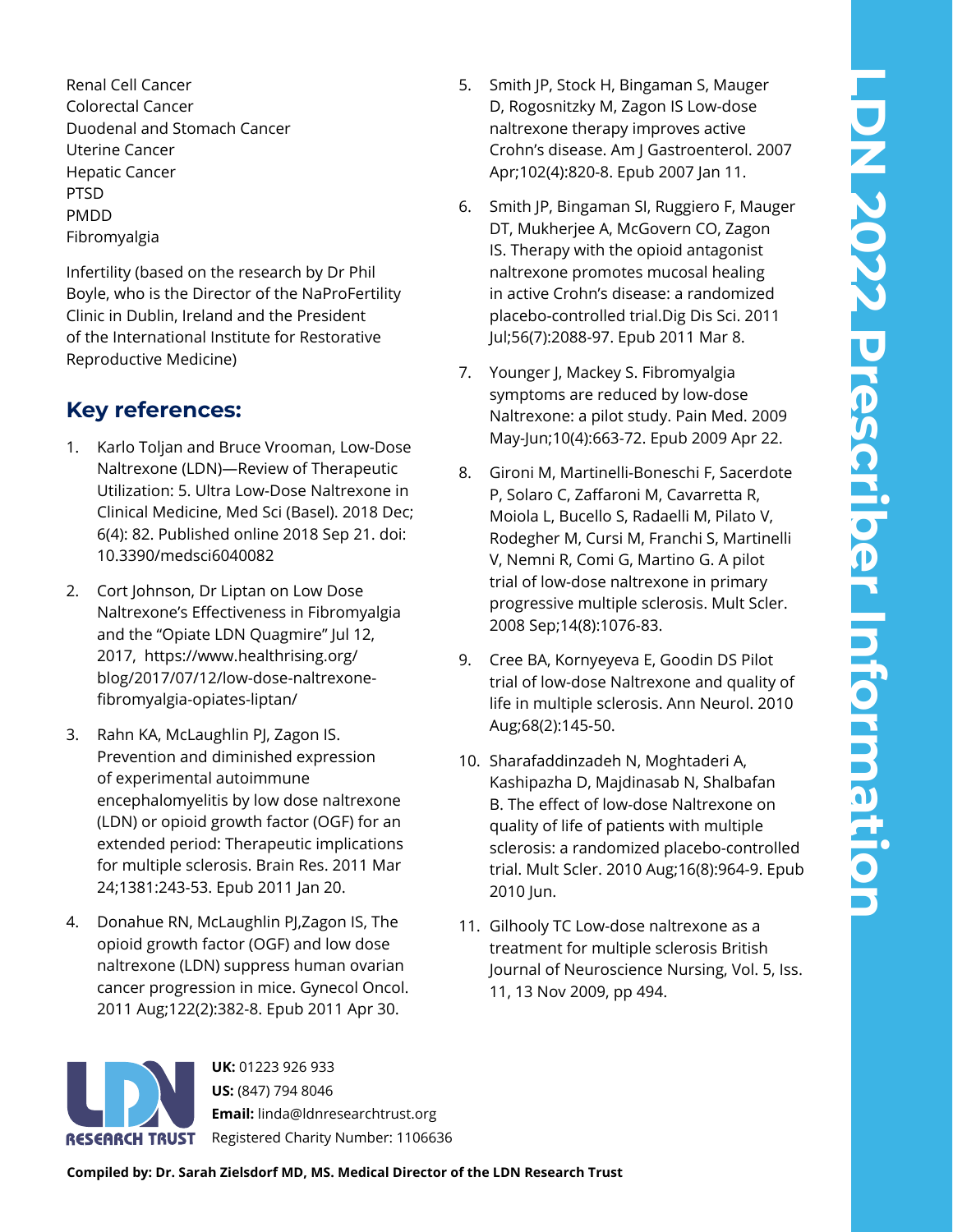Renal Cell Cancer
Colorectal Cancer
Duodenal and Stomach Cancer
Uterine Cancer
Hepatic Cancer
PTSD
PMDD
Fibromyalgia

Infertility (based on the research by Dr Phil Boyle, who is the Director of the NaProFertility Clinic in Dublin, Ireland and the President of the International Institute for Restorative Reproductive Medicine)

## Key references:

1. Karlo Toljan and Bruce Vrooman, Low-Dose Naltrexone (LDN)—Review of Therapeutic Utilization: 5. Ultra Low-Dose Naltrexone in Clinical Medicine, Med Sci (Basel). 2018 Dec; 6(4): 82. Published online 2018 Sep 21. doi: 10.3390/medsci6040082
2. Cort Johnson, Dr Liptan on Low Dose Naltrexone's Effectiveness in Fibromyalgia and the "Opiate LDN Quagmire" Jul 12, 2017, https://www.healthrising.org/blog/2017/07/12/low-dose-naltrexone-fibromyalgia-opiates-liptan/
3. Rahn KA, McLaughlin PJ, Zagon IS. Prevention and diminished expression of experimental autoimmune encephalomyelitis by low dose naltrexone (LDN) or opioid growth factor (OGF) for an extended period: Therapeutic implications for multiple sclerosis. Brain Res. 2011 Mar 24;1381:243-53. Epub 2011 Jan 20.
4. Donahue RN, McLaughlin PJ,Zagon IS, The opioid growth factor (OGF) and low dose naltrexone (LDN) suppress human ovarian cancer progression in mice. Gynecol Oncol. 2011 Aug;122(2):382-8. Epub 2011 Apr 30.
5. Smith JP, Stock H, Bingaman S, Mauger D, Rogosnitzky M, Zagon IS Low-dose naltrexone therapy improves active Crohn's disease. Am J Gastroenterol. 2007 Apr;102(4):820-8. Epub 2007 Jan 11.
6. Smith JP, Bingaman SI, Ruggiero F, Mauger DT, Mukherjee A, McGovern CO, Zagon IS. Therapy with the opioid antagonist naltrexone promotes mucosal healing in active Crohn's disease: a randomized placebo-controlled trial.Dig Dis Sci. 2011 Jul;56(7):2088-97. Epub 2011 Mar 8.
7. Younger J, Mackey S. Fibromyalgia symptoms are reduced by low-dose Naltrexone: a pilot study. Pain Med. 2009 May-Jun;10(4):663-72. Epub 2009 Apr 22.
8. Gironi M, Martinelli-Boneschi F, Sacerdote P, Solaro C, Zaffaroni M, Cavarretta R, Moiola L, Bucello S, Radaelli M, Pilato V, Rodegher M, Cursi M, Franchi S, Martinelli V, Nemni R, Comi G, Martino G. A pilot trial of low-dose naltrexone in primary progressive multiple sclerosis. Mult Scler. 2008 Sep;14(8):1076-83.
9. Cree BA, Kornyeyeva E, Goodin DS Pilot trial of low-dose Naltrexone and quality of life in multiple sclerosis. Ann Neurol. 2010 Aug;68(2):145-50.
10. Sharafaddinzadeh N, Moghtaderi A, Kashipazha D, Majdinasab N, Shalbafan B. The effect of low-dose Naltrexone on quality of life of patients with multiple sclerosis: a randomized placebo-controlled trial. Mult Scler. 2010 Aug;16(8):964-9. Epub 2010 Jun.
11. Gilhooly TC Low-dose naltrexone as a treatment for multiple sclerosis British Journal of Neuroscience Nursing, Vol. 5, Iss. 11, 13 Nov 2009, pp 494.

LDN RESEARCH TRUST

**UK:** 01223 926 933
**US:** (847) 794 8046
**Email:** linda@ldnresearchtrust.org
Registered Charity Number: 1106636

**Compiled by: Dr. Sarah Zielsdorf MD, MS. Medical Director of the LDN Research Trust**